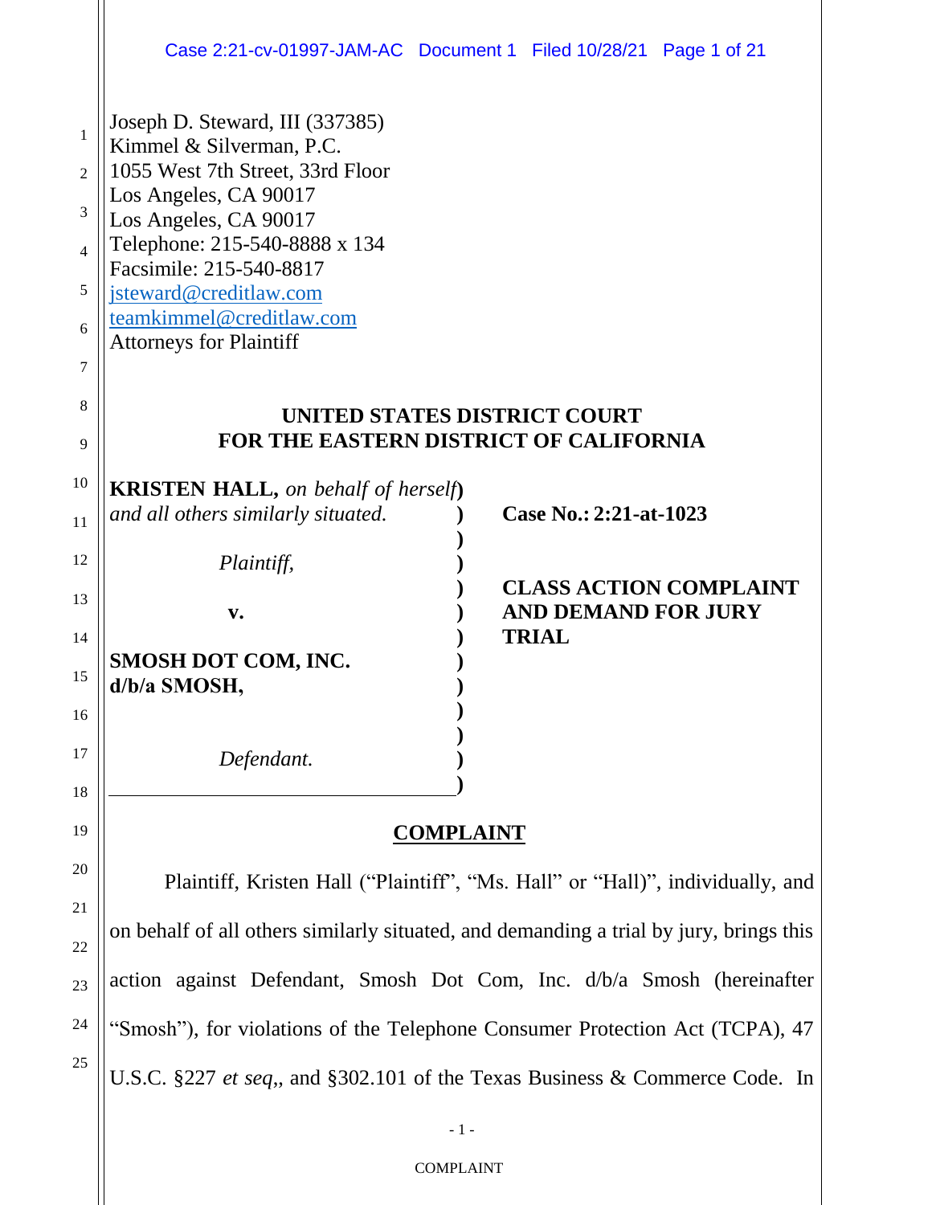Joseph D. Steward, III (337385)
Kimmel & Silverman, P.C.
1055 West 7th Street, 33rd Floor
Los Angeles, CA 90017
Los Angeles, CA 90017
Telephone: 215-540-8888 x 134
Facsimile: 215-540-8817
jsteward@creditlaw.com
teamkimmel@creditlaw.com
Attorneys for Plaintiff

**UNITED STATES DISTRICT COURT**
**FOR THE EASTERN DISTRICT OF CALIFORNIA**

**KRISTEN HALL,** *on behalf of herself and all others similarly situated.*

*Plaintiff,*

**v.**

**SMOSH DOT COM, INC. d/b/a SMOSH,**

*Defendant.*

**Case No.: 2:21-at-1023**

**CLASS ACTION COMPLAINT AND DEMAND FOR JURY TRIAL**

## COMPLAINT

Plaintiff, Kristen Hall ("Plaintiff", "Ms. Hall" or "Hall)", individually, and on behalf of all others similarly situated, and demanding a trial by jury, brings this action against Defendant, Smosh Dot Com, Inc. d/b/a Smosh (hereinafter "Smosh"), for violations of the Telephone Consumer Protection Act (TCPA), 47 U.S.C. §227 *et seq*,, and §302.101 of the Texas Business & Commerce Code. In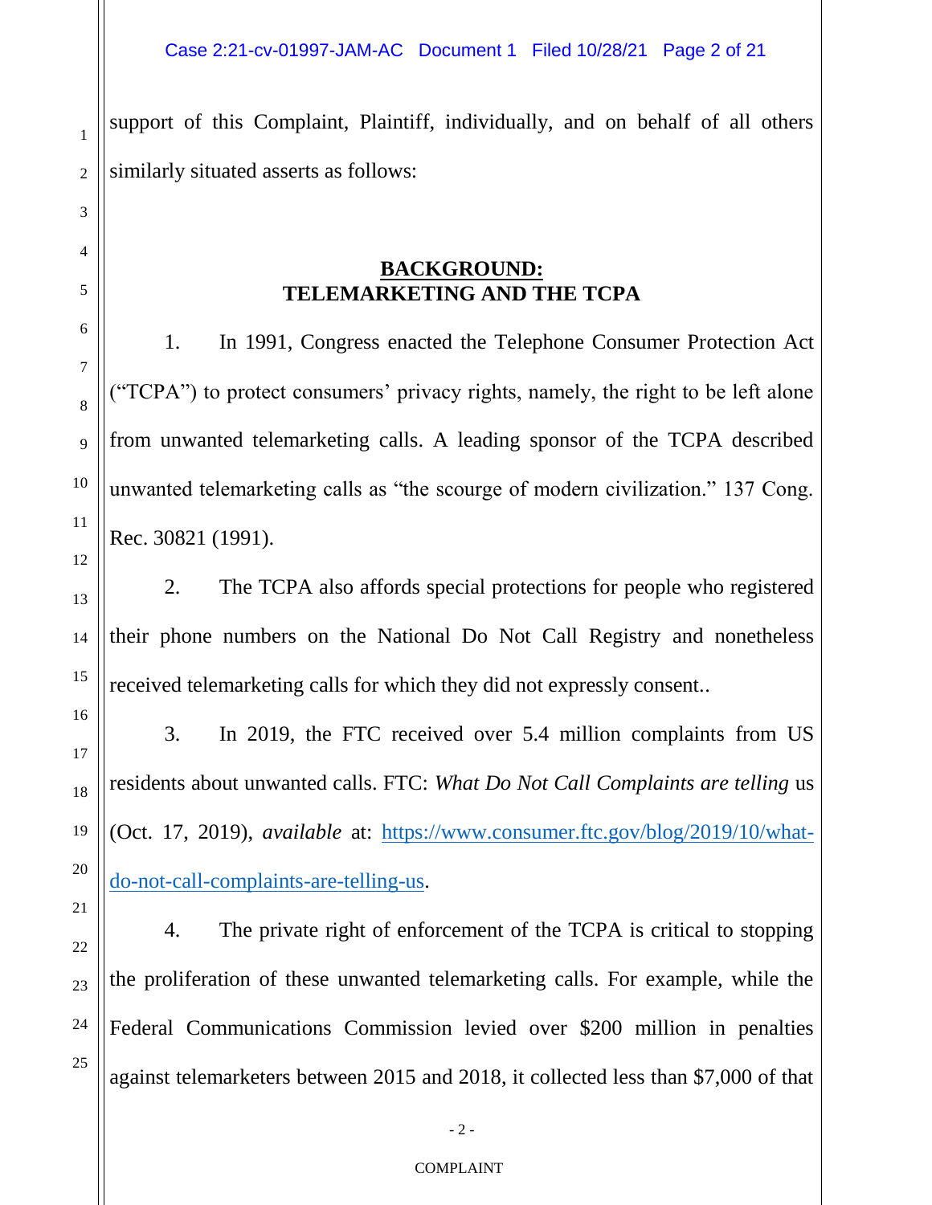support of this Complaint, Plaintiff, individually, and on behalf of all others similarly situated asserts as follows:

## BACKGROUND:
## TELEMARKETING AND THE TCPA

1. In 1991, Congress enacted the Telephone Consumer Protection Act ("TCPA") to protect consumers' privacy rights, namely, the right to be left alone from unwanted telemarketing calls. A leading sponsor of the TCPA described unwanted telemarketing calls as "the scourge of modern civilization." 137 Cong. Rec. 30821 (1991).

2. The TCPA also affords special protections for people who registered their phone numbers on the National Do Not Call Registry and nonetheless received telemarketing calls for which they did not expressly consent..

3. In 2019, the FTC received over 5.4 million complaints from US residents about unwanted calls. FTC: *What Do Not Call Complaints are telling* us (Oct. 17, 2019), *available* at: https://www.consumer.ftc.gov/blog/2019/10/what-do-not-call-complaints-are-telling-us.

4. The private right of enforcement of the TCPA is critical to stopping the proliferation of these unwanted telemarketing calls. For example, while the Federal Communications Commission levied over $200 million in penalties against telemarketers between 2015 and 2018, it collected less than $7,000 of that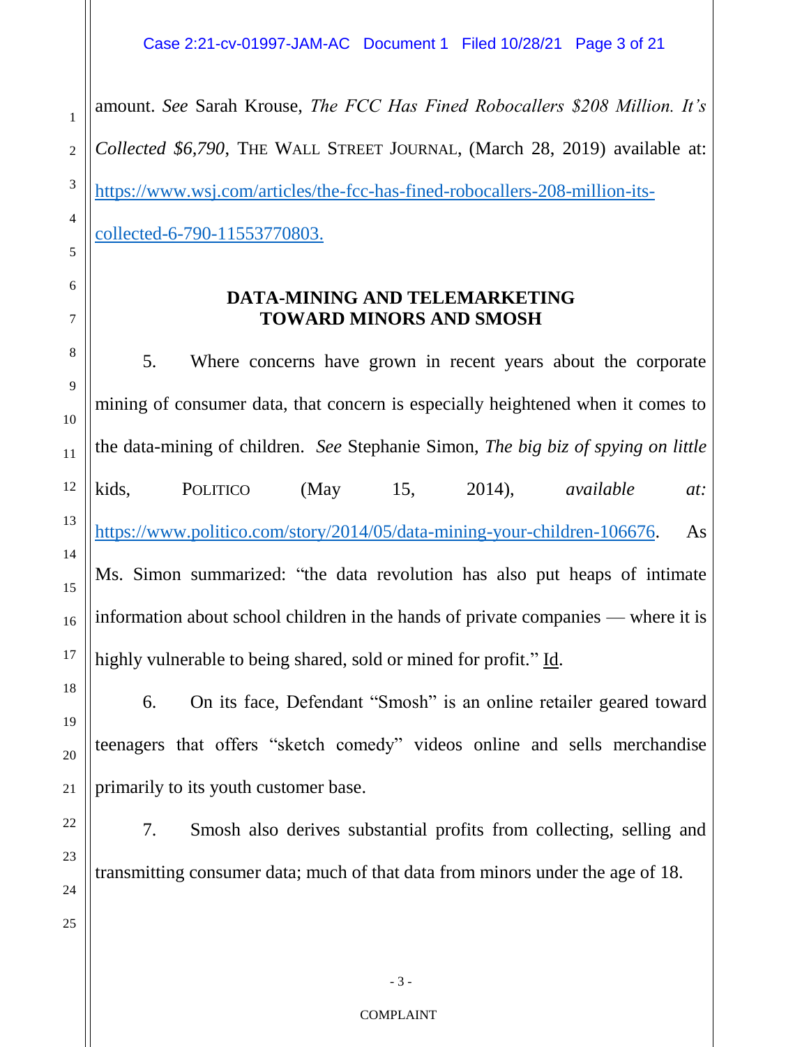amount. *See* Sarah Krouse, *The FCC Has Fined Robocallers $208 Million. It's Collected $6,790*, THE WALL STREET JOURNAL, (March 28, 2019) available at: https://www.wsj.com/articles/the-fcc-has-fined-robocallers-208-million-its-collected-6-790-11553770803.

## DATA-MINING AND TELEMARKETING TOWARD MINORS AND SMOSH

5. Where concerns have grown in recent years about the corporate mining of consumer data, that concern is especially heightened when it comes to the data-mining of children. *See* Stephanie Simon, *The big biz of spying on little* kids, POLITICO (May 15, 2014), *available at:* https://www.politico.com/story/2014/05/data-mining-your-children-106676. As Ms. Simon summarized: "the data revolution has also put heaps of intimate information about school children in the hands of private companies — where it is highly vulnerable to being shared, sold or mined for profit." Id.

6. On its face, Defendant "Smosh" is an online retailer geared toward teenagers that offers "sketch comedy" videos online and sells merchandise primarily to its youth customer base.

7. Smosh also derives substantial profits from collecting, selling and transmitting consumer data; much of that data from minors under the age of 18.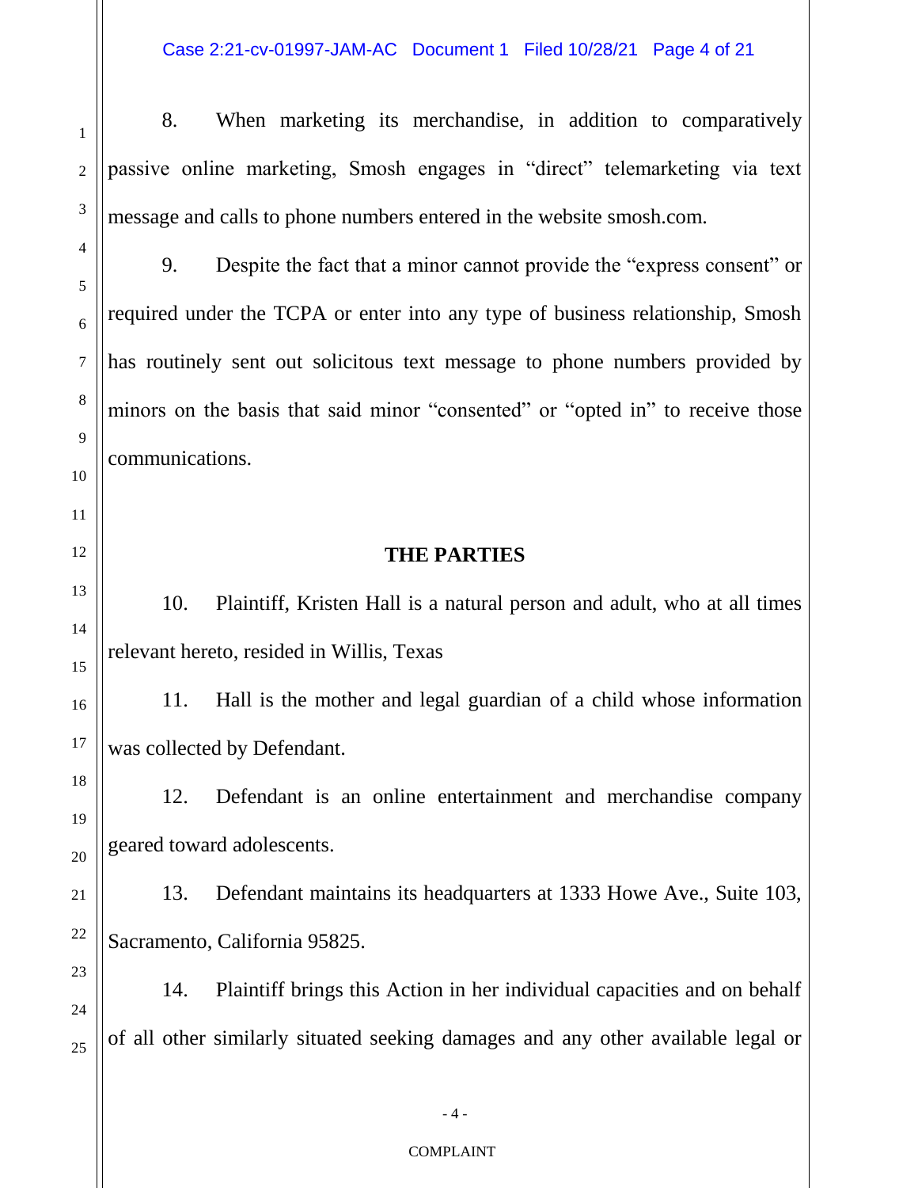8. When marketing its merchandise, in addition to comparatively passive online marketing, Smosh engages in "direct" telemarketing via text message and calls to phone numbers entered in the website smosh.com.

9. Despite the fact that a minor cannot provide the "express consent" or required under the TCPA or enter into any type of business relationship, Smosh has routinely sent out solicitous text message to phone numbers provided by minors on the basis that said minor "consented" or "opted in" to receive those communications.

## THE PARTIES

10. Plaintiff, Kristen Hall is a natural person and adult, who at all times relevant hereto, resided in Willis, Texas

11. Hall is the mother and legal guardian of a child whose information was collected by Defendant.

12. Defendant is an online entertainment and merchandise company geared toward adolescents.

13. Defendant maintains its headquarters at 1333 Howe Ave., Suite 103, Sacramento, California 95825.

14. Plaintiff brings this Action in her individual capacities and on behalf of all other similarly situated seeking damages and any other available legal or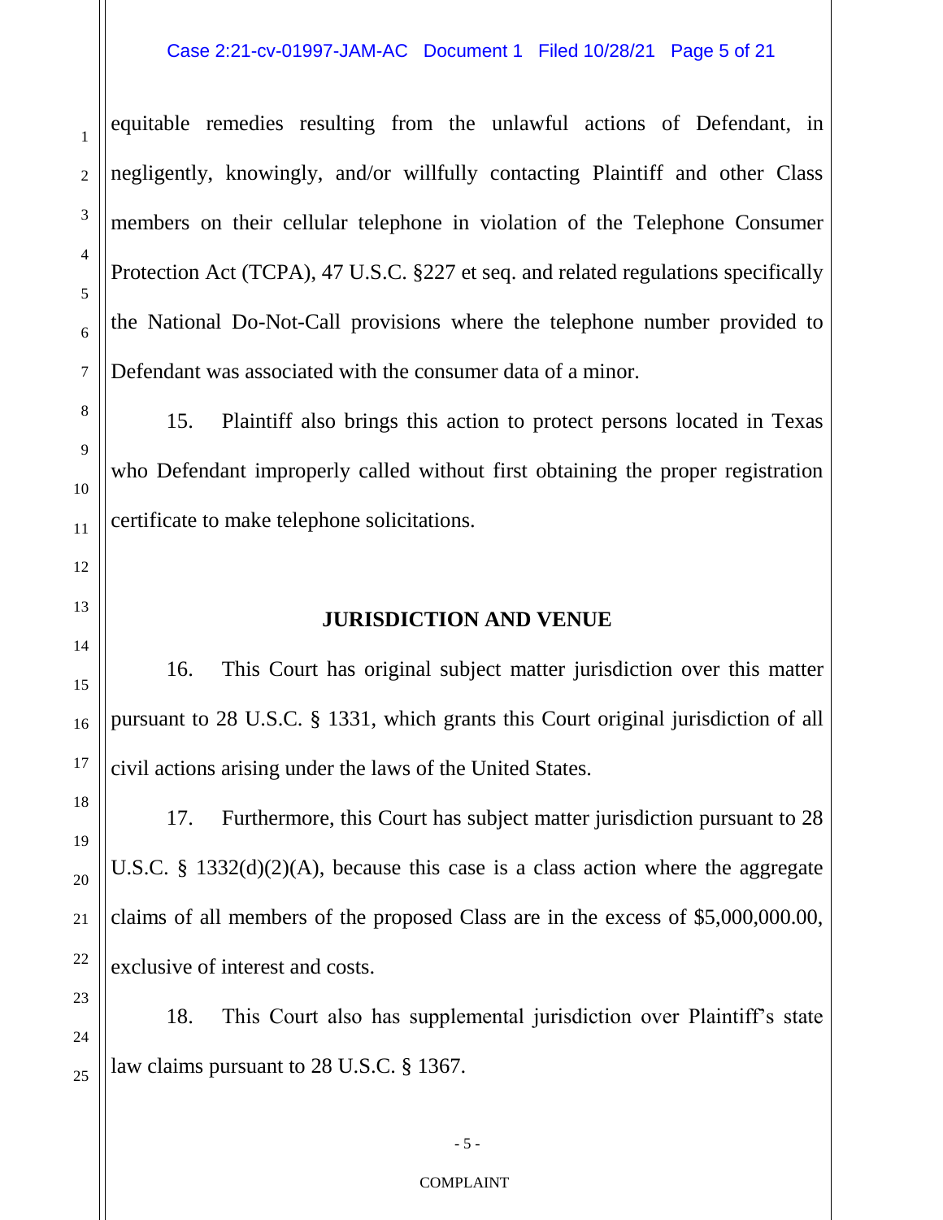equitable remedies resulting from the unlawful actions of Defendant, in negligently, knowingly, and/or willfully contacting Plaintiff and other Class members on their cellular telephone in violation of the Telephone Consumer Protection Act (TCPA), 47 U.S.C. §227 et seq. and related regulations specifically the National Do-Not-Call provisions where the telephone number provided to Defendant was associated with the consumer data of a minor.

15. Plaintiff also brings this action to protect persons located in Texas who Defendant improperly called without first obtaining the proper registration certificate to make telephone solicitations.

## JURISDICTION AND VENUE

16. This Court has original subject matter jurisdiction over this matter pursuant to 28 U.S.C. § 1331, which grants this Court original jurisdiction of all civil actions arising under the laws of the United States.

17. Furthermore, this Court has subject matter jurisdiction pursuant to 28 U.S.C. § 1332(d)(2)(A), because this case is a class action where the aggregate claims of all members of the proposed Class are in the excess of $5,000,000.00, exclusive of interest and costs.

18. This Court also has supplemental jurisdiction over Plaintiff's state law claims pursuant to 28 U.S.C. § 1367.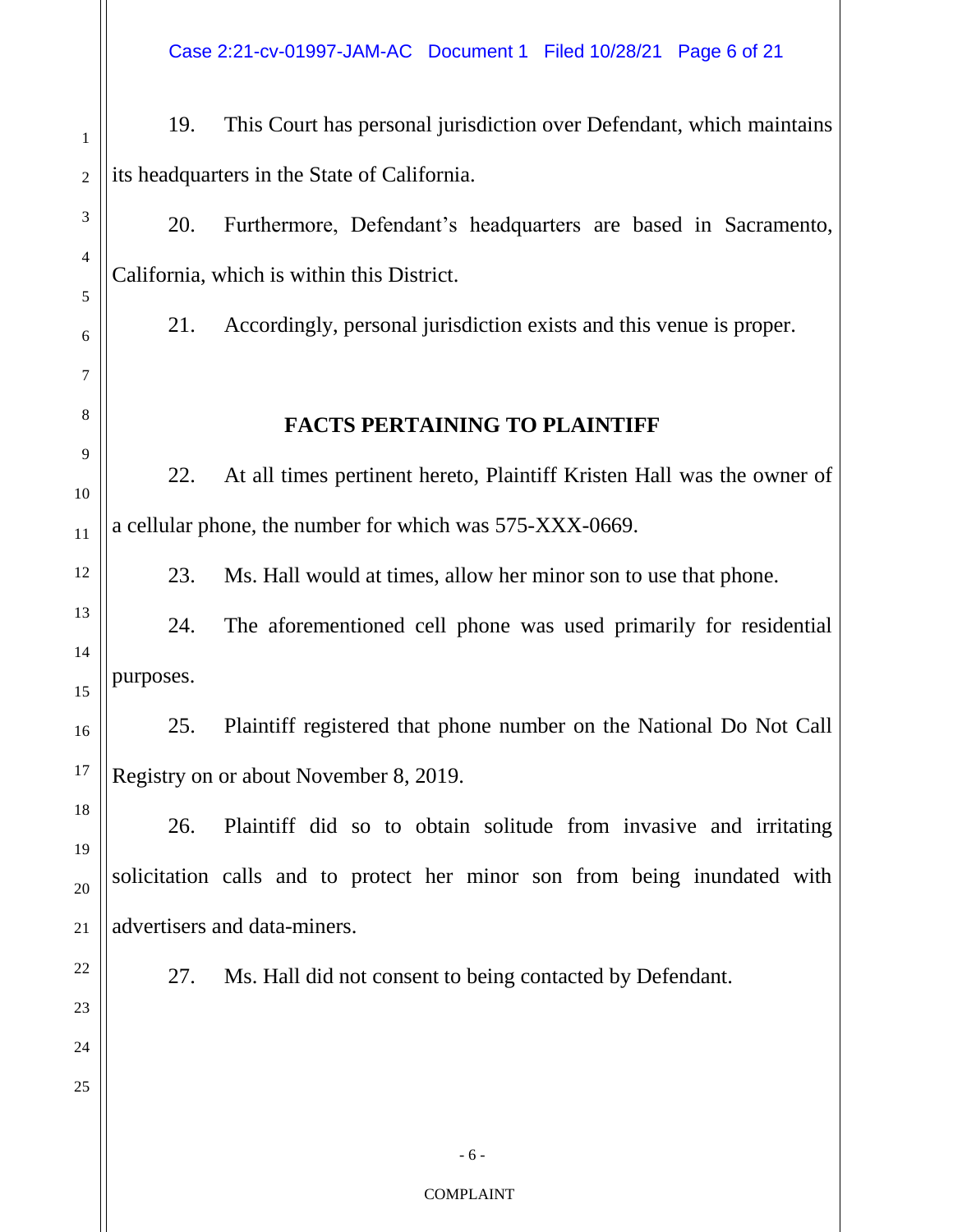19. This Court has personal jurisdiction over Defendant, which maintains its headquarters in the State of California.

20. Furthermore, Defendant's headquarters are based in Sacramento, California, which is within this District.

21. Accordingly, personal jurisdiction exists and this venue is proper.

## FACTS PERTAINING TO PLAINTIFF

22. At all times pertinent hereto, Plaintiff Kristen Hall was the owner of a cellular phone, the number for which was 575-XXX-0669.

23. Ms. Hall would at times, allow her minor son to use that phone.

24. The aforementioned cell phone was used primarily for residential purposes.

25. Plaintiff registered that phone number on the National Do Not Call Registry on or about November 8, 2019.

26. Plaintiff did so to obtain solitude from invasive and irritating solicitation calls and to protect her minor son from being inundated with advertisers and data-miners.

27. Ms. Hall did not consent to being contacted by Defendant.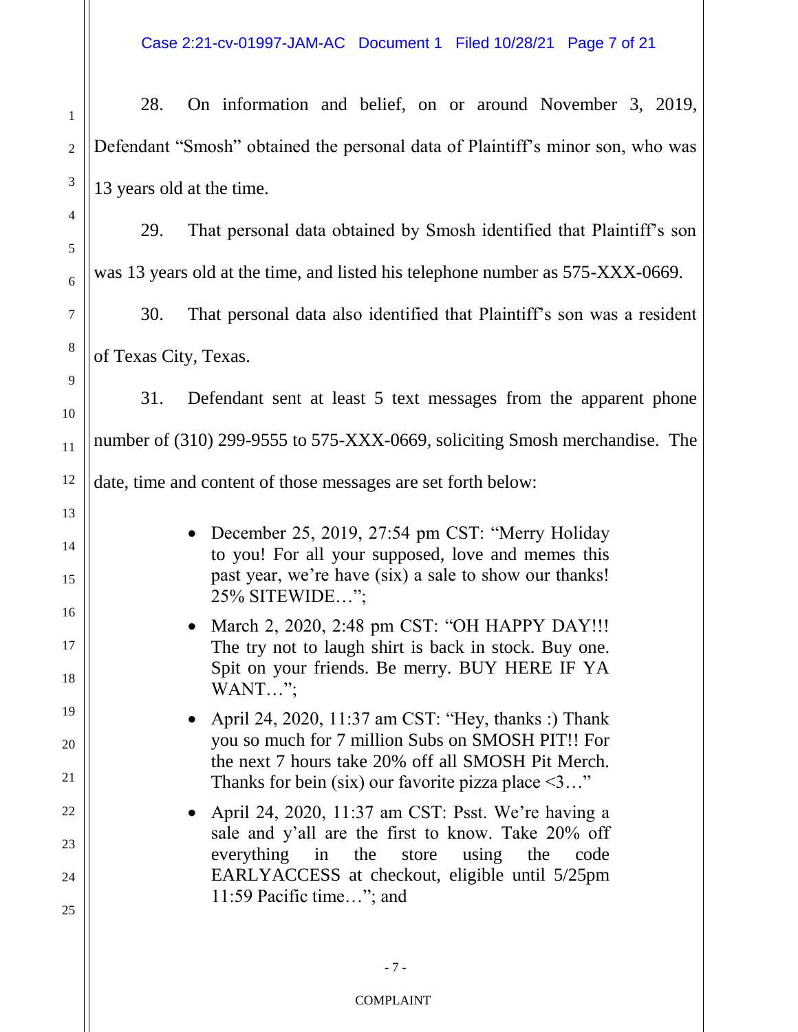28. On information and belief, on or around November 3, 2019, Defendant "Smosh" obtained the personal data of Plaintiff's minor son, who was 13 years old at the time.

29. That personal data obtained by Smosh identified that Plaintiff's son was 13 years old at the time, and listed his telephone number as 575-XXX-0669.

30. That personal data also identified that Plaintiff's son was a resident of Texas City, Texas.

31. Defendant sent at least 5 text messages from the apparent phone number of (310) 299-9555 to 575-XXX-0669, soliciting Smosh merchandise. The date, time and content of those messages are set forth below:

- December 25, 2019, 27:54 pm CST: "Merry Holiday to you! For all your supposed, love and memes this past year, we're have (six) a sale to show our thanks! 25% SITEWIDE…";
- March 2, 2020, 2:48 pm CST: "OH HAPPY DAY!!! The try not to laugh shirt is back in stock. Buy one. Spit on your friends. Be merry. BUY HERE IF YA WANT…";
- April 24, 2020, 11:37 am CST: "Hey, thanks :) Thank you so much for 7 million Subs on SMOSH PIT!! For the next 7 hours take 20% off all SMOSH Pit Merch. Thanks for bein (six) our favorite pizza place <3…"
- April 24, 2020, 11:37 am CST: Psst. We're having a sale and y'all are the first to know. Take 20% off everything in the store using the code EARLYACCESS at checkout, eligible until 5/25pm 11:59 Pacific time…"; and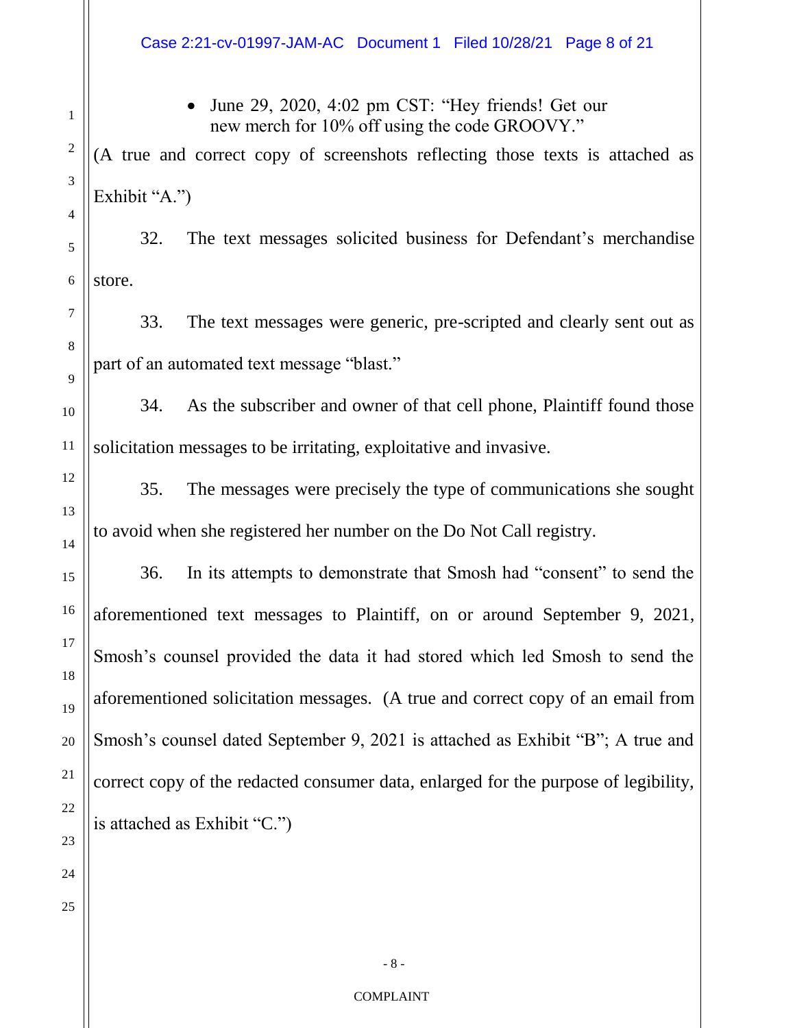- June 29, 2020, 4:02 pm CST: "Hey friends! Get our new merch for 10% off using the code GROOVY."

(A true and correct copy of screenshots reflecting those texts is attached as Exhibit "A.")

32. The text messages solicited business for Defendant's merchandise store.

33. The text messages were generic, pre-scripted and clearly sent out as part of an automated text message "blast."

34. As the subscriber and owner of that cell phone, Plaintiff found those solicitation messages to be irritating, exploitative and invasive.

35. The messages were precisely the type of communications she sought to avoid when she registered her number on the Do Not Call registry.

36. In its attempts to demonstrate that Smosh had "consent" to send the aforementioned text messages to Plaintiff, on or around September 9, 2021, Smosh's counsel provided the data it had stored which led Smosh to send the aforementioned solicitation messages. (A true and correct copy of an email from Smosh's counsel dated September 9, 2021 is attached as Exhibit "B"; A true and correct copy of the redacted consumer data, enlarged for the purpose of legibility, is attached as Exhibit "C.")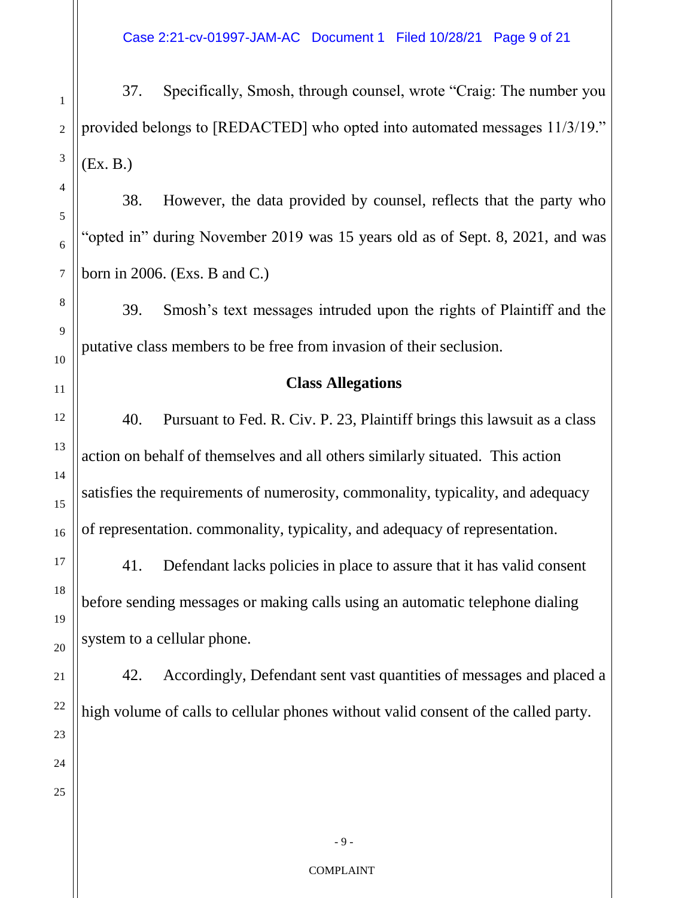37. Specifically, Smosh, through counsel, wrote "Craig: The number you provided belongs to [REDACTED] who opted into automated messages 11/3/19." (Ex. B.)

38. However, the data provided by counsel, reflects that the party who "opted in" during November 2019 was 15 years old as of Sept. 8, 2021, and was born in 2006. (Exs. B and C.)

39. Smosh's text messages intruded upon the rights of Plaintiff and the putative class members to be free from invasion of their seclusion.

**Class Allegations**

40. Pursuant to Fed. R. Civ. P. 23, Plaintiff brings this lawsuit as a class action on behalf of themselves and all others similarly situated. This action satisfies the requirements of numerosity, commonality, typicality, and adequacy of representation. commonality, typicality, and adequacy of representation.

41. Defendant lacks policies in place to assure that it has valid consent before sending messages or making calls using an automatic telephone dialing system to a cellular phone.

42. Accordingly, Defendant sent vast quantities of messages and placed a high volume of calls to cellular phones without valid consent of the called party.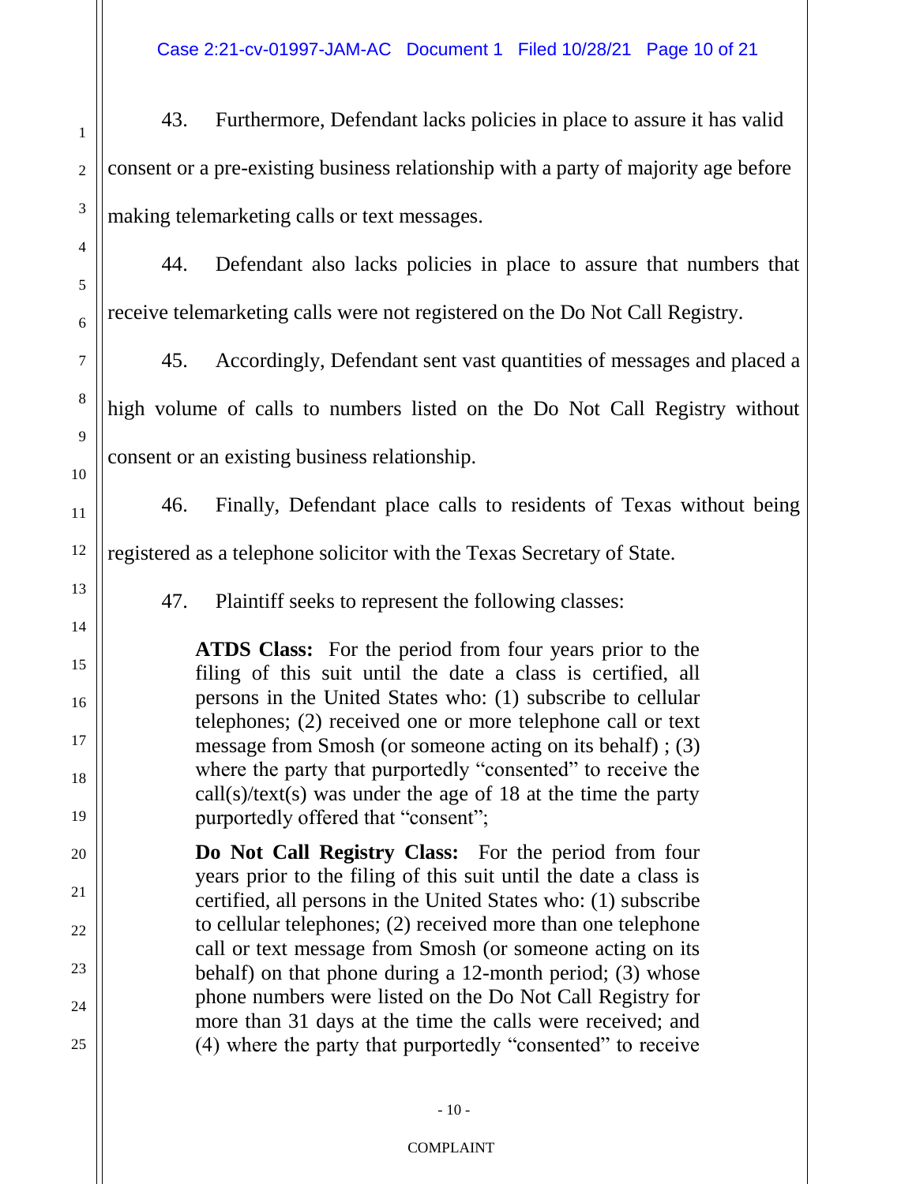43. Furthermore, Defendant lacks policies in place to assure it has valid consent or a pre-existing business relationship with a party of majority age before making telemarketing calls or text messages.

44. Defendant also lacks policies in place to assure that numbers that receive telemarketing calls were not registered on the Do Not Call Registry.

45. Accordingly, Defendant sent vast quantities of messages and placed a high volume of calls to numbers listed on the Do Not Call Registry without consent or an existing business relationship.

46. Finally, Defendant place calls to residents of Texas without being registered as a telephone solicitor with the Texas Secretary of State.

47. Plaintiff seeks to represent the following classes:

> **ATDS Class:** For the period from four years prior to the filing of this suit until the date a class is certified, all persons in the United States who: (1) subscribe to cellular telephones; (2) received one or more telephone call or text message from Smosh (or someone acting on its behalf) ; (3) where the party that purportedly "consented" to receive the call(s)/text(s) was under the age of 18 at the time the party purportedly offered that "consent";
>
> **Do Not Call Registry Class:** For the period from four years prior to the filing of this suit until the date a class is certified, all persons in the United States who: (1) subscribe to cellular telephones; (2) received more than one telephone call or text message from Smosh (or someone acting on its behalf) on that phone during a 12-month period; (3) whose phone numbers were listed on the Do Not Call Registry for more than 31 days at the time the calls were received; and (4) where the party that purportedly "consented" to receive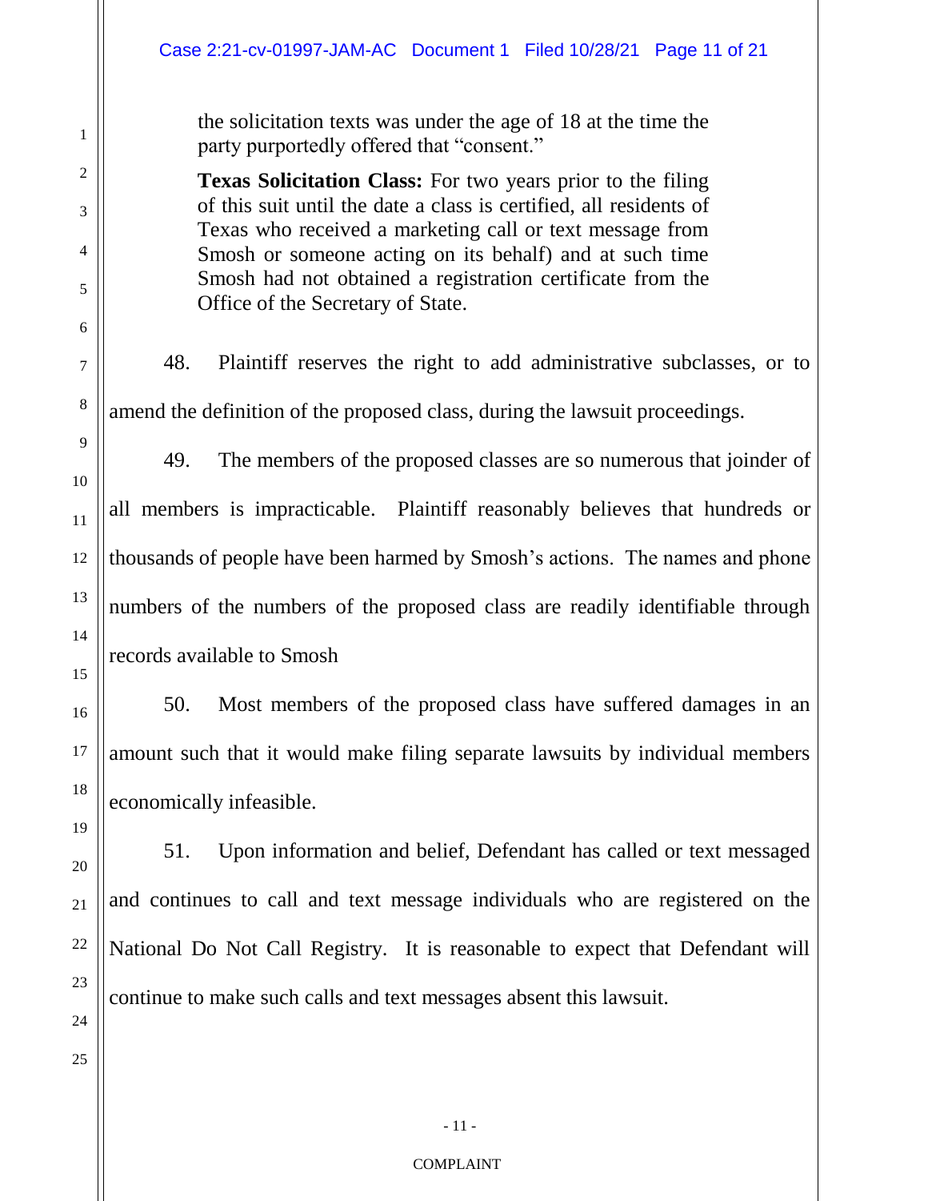the solicitation texts was under the age of 18 at the time the party purportedly offered that "consent."

> **Texas Solicitation Class:** For two years prior to the filing of this suit until the date a class is certified, all residents of Texas who received a marketing call or text message from Smosh or someone acting on its behalf) and at such time Smosh had not obtained a registration certificate from the Office of the Secretary of State.

48. Plaintiff reserves the right to add administrative subclasses, or to amend the definition of the proposed class, during the lawsuit proceedings.

49. The members of the proposed classes are so numerous that joinder of all members is impracticable. Plaintiff reasonably believes that hundreds or thousands of people have been harmed by Smosh's actions. The names and phone numbers of the numbers of the proposed class are readily identifiable through records available to Smosh

50. Most members of the proposed class have suffered damages in an amount such that it would make filing separate lawsuits by individual members economically infeasible.

51. Upon information and belief, Defendant has called or text messaged and continues to call and text message individuals who are registered on the National Do Not Call Registry. It is reasonable to expect that Defendant will continue to make such calls and text messages absent this lawsuit.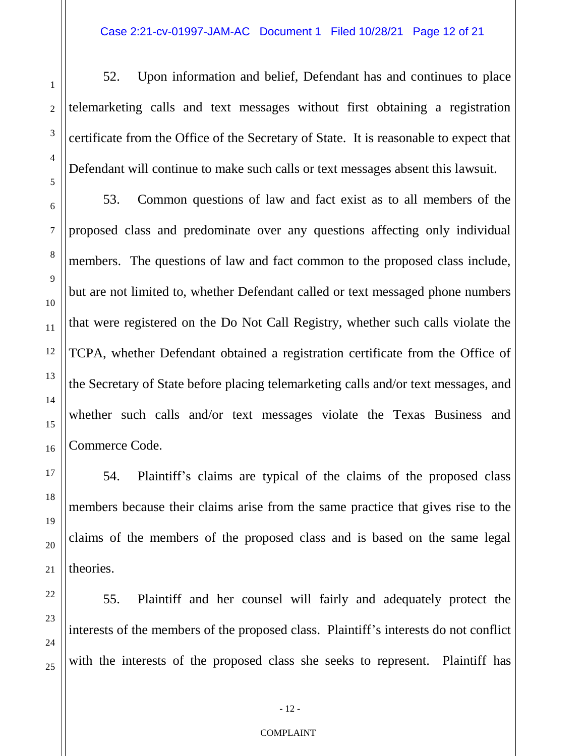52. Upon information and belief, Defendant has and continues to place telemarketing calls and text messages without first obtaining a registration certificate from the Office of the Secretary of State. It is reasonable to expect that Defendant will continue to make such calls or text messages absent this lawsuit.

53. Common questions of law and fact exist as to all members of the proposed class and predominate over any questions affecting only individual members. The questions of law and fact common to the proposed class include, but are not limited to, whether Defendant called or text messaged phone numbers that were registered on the Do Not Call Registry, whether such calls violate the TCPA, whether Defendant obtained a registration certificate from the Office of the Secretary of State before placing telemarketing calls and/or text messages, and whether such calls and/or text messages violate the Texas Business and Commerce Code.

54. Plaintiff's claims are typical of the claims of the proposed class members because their claims arise from the same practice that gives rise to the claims of the members of the proposed class and is based on the same legal theories.

55. Plaintiff and her counsel will fairly and adequately protect the interests of the members of the proposed class. Plaintiff's interests do not conflict with the interests of the proposed class she seeks to represent. Plaintiff has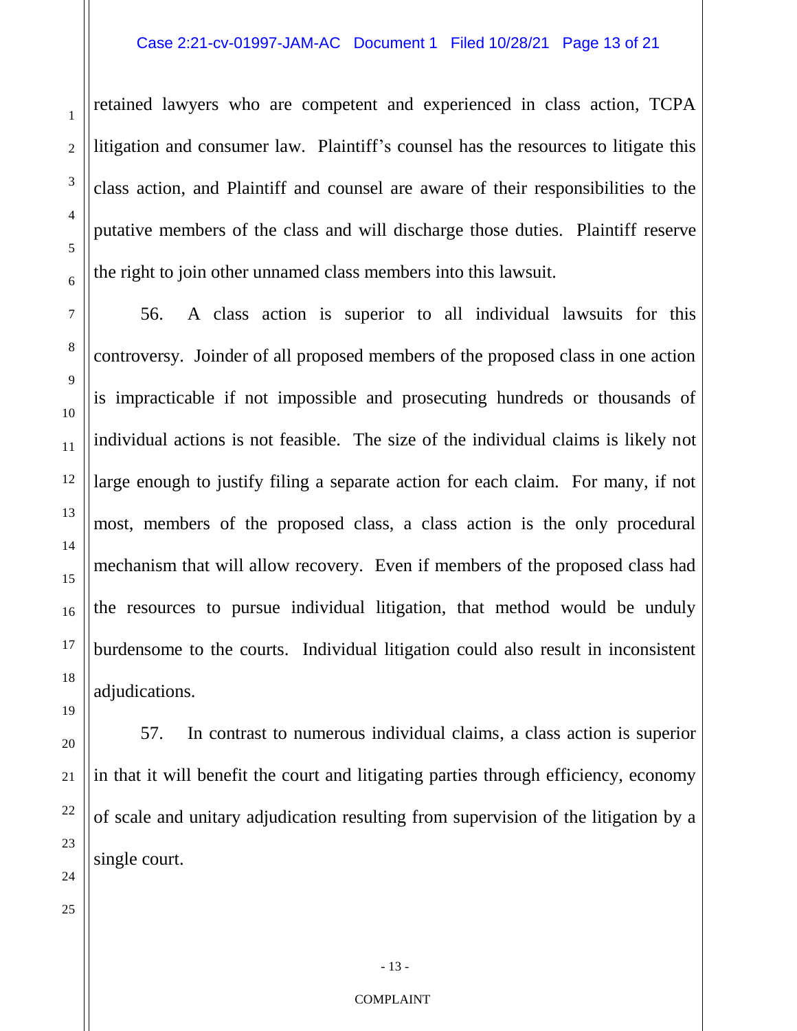retained lawyers who are competent and experienced in class action, TCPA litigation and consumer law. Plaintiff's counsel has the resources to litigate this class action, and Plaintiff and counsel are aware of their responsibilities to the putative members of the class and will discharge those duties. Plaintiff reserve the right to join other unnamed class members into this lawsuit.

56. A class action is superior to all individual lawsuits for this controversy. Joinder of all proposed members of the proposed class in one action is impracticable if not impossible and prosecuting hundreds or thousands of individual actions is not feasible. The size of the individual claims is likely not large enough to justify filing a separate action for each claim. For many, if not most, members of the proposed class, a class action is the only procedural mechanism that will allow recovery. Even if members of the proposed class had the resources to pursue individual litigation, that method would be unduly burdensome to the courts. Individual litigation could also result in inconsistent adjudications.

57. In contrast to numerous individual claims, a class action is superior in that it will benefit the court and litigating parties through efficiency, economy of scale and unitary adjudication resulting from supervision of the litigation by a single court.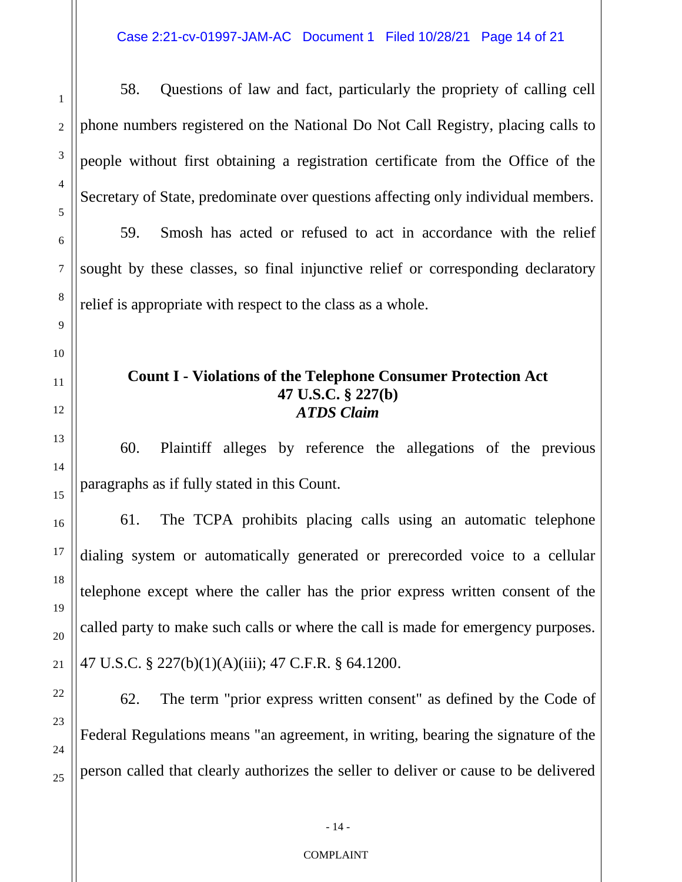58. Questions of law and fact, particularly the propriety of calling cell phone numbers registered on the National Do Not Call Registry, placing calls to people without first obtaining a registration certificate from the Office of the Secretary of State, predominate over questions affecting only individual members.

59. Smosh has acted or refused to act in accordance with the relief sought by these classes, so final injunctive relief or corresponding declaratory relief is appropriate with respect to the class as a whole.

**Count I - Violations of the Telephone Consumer Protection Act**
**47 U.S.C. § 227(b)**
***ATDS Claim***

60. Plaintiff alleges by reference the allegations of the previous paragraphs as if fully stated in this Count.

61. The TCPA prohibits placing calls using an automatic telephone dialing system or automatically generated or prerecorded voice to a cellular telephone except where the caller has the prior express written consent of the called party to make such calls or where the call is made for emergency purposes. 47 U.S.C. § 227(b)(1)(A)(iii); 47 C.F.R. § 64.1200.

62. The term "prior express written consent" as defined by the Code of Federal Regulations means "an agreement, in writing, bearing the signature of the person called that clearly authorizes the seller to deliver or cause to be delivered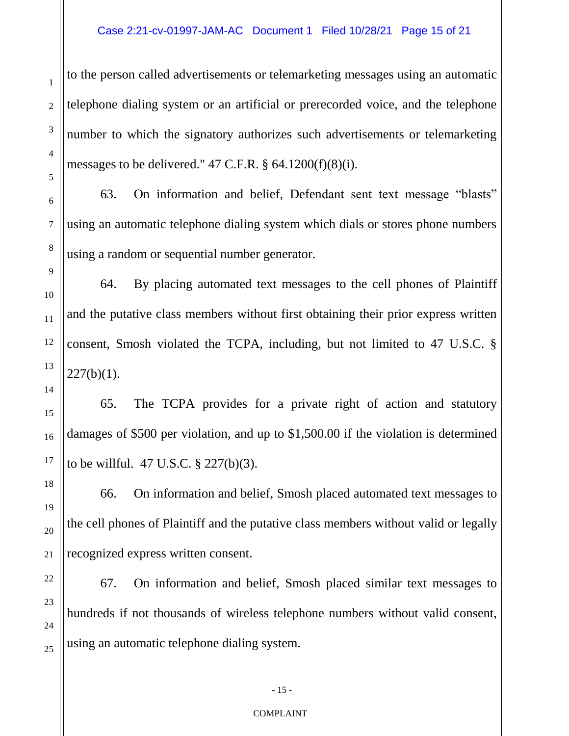to the person called advertisements or telemarketing messages using an automatic telephone dialing system or an artificial or prerecorded voice, and the telephone number to which the signatory authorizes such advertisements or telemarketing messages to be delivered." 47 C.F.R. § 64.1200(f)(8)(i).

63. On information and belief, Defendant sent text message "blasts" using an automatic telephone dialing system which dials or stores phone numbers using a random or sequential number generator.

64. By placing automated text messages to the cell phones of Plaintiff and the putative class members without first obtaining their prior express written consent, Smosh violated the TCPA, including, but not limited to 47 U.S.C. § 227(b)(1).

65. The TCPA provides for a private right of action and statutory damages of $500 per violation, and up to $1,500.00 if the violation is determined to be willful. 47 U.S.C. § 227(b)(3).

66. On information and belief, Smosh placed automated text messages to the cell phones of Plaintiff and the putative class members without valid or legally recognized express written consent.

67. On information and belief, Smosh placed similar text messages to hundreds if not thousands of wireless telephone numbers without valid consent, using an automatic telephone dialing system.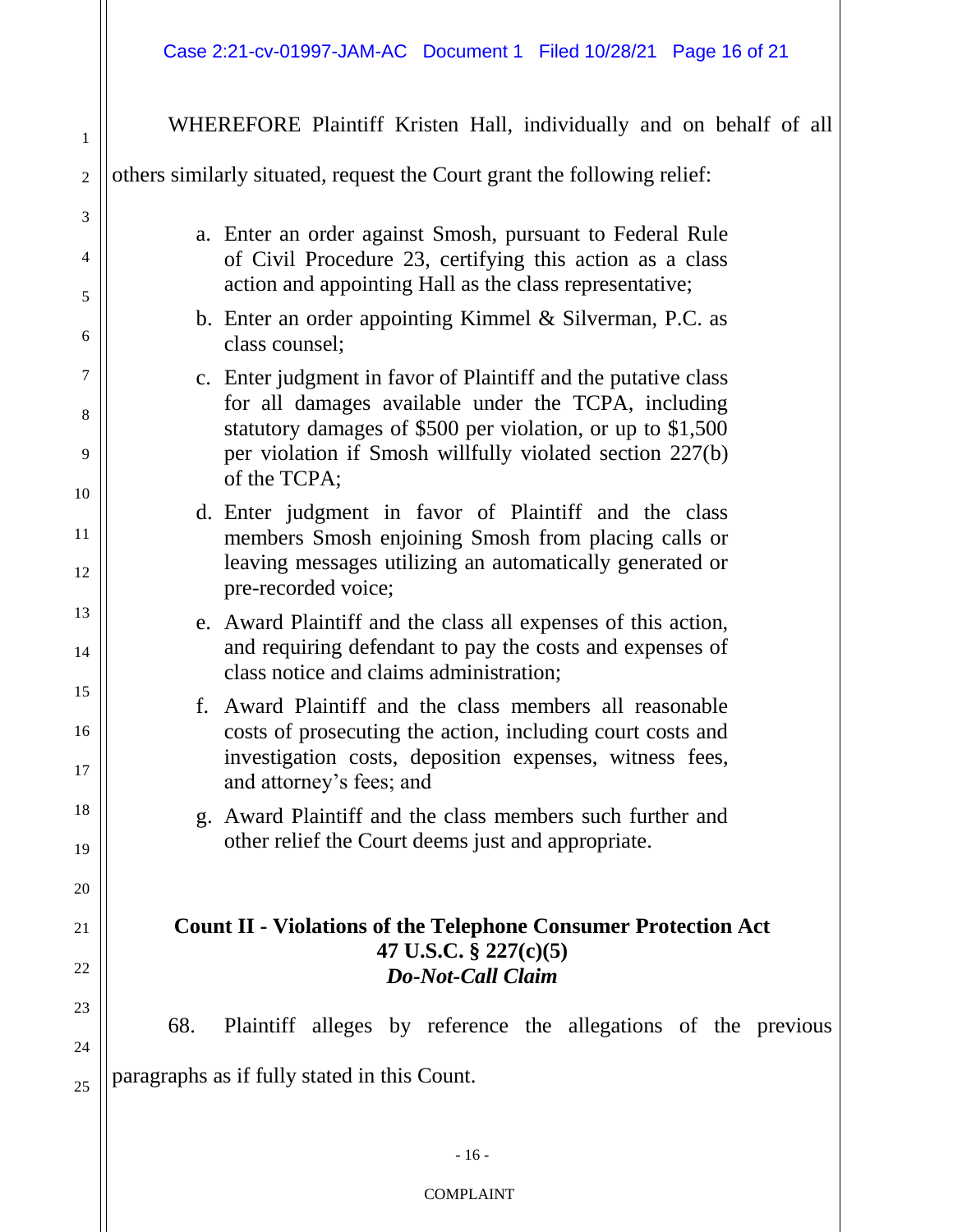WHEREFORE Plaintiff Kristen Hall, individually and on behalf of all others similarly situated, request the Court grant the following relief:

a. Enter an order against Smosh, pursuant to Federal Rule of Civil Procedure 23, certifying this action as a class action and appointing Hall as the class representative;

b. Enter an order appointing Kimmel & Silverman, P.C. as class counsel;

c. Enter judgment in favor of Plaintiff and the putative class for all damages available under the TCPA, including statutory damages of $500 per violation, or up to $1,500 per violation if Smosh willfully violated section 227(b) of the TCPA;

d. Enter judgment in favor of Plaintiff and the class members Smosh enjoining Smosh from placing calls or leaving messages utilizing an automatically generated or pre-recorded voice;

e. Award Plaintiff and the class all expenses of this action, and requiring defendant to pay the costs and expenses of class notice and claims administration;

f. Award Plaintiff and the class members all reasonable costs of prosecuting the action, including court costs and investigation costs, deposition expenses, witness fees, and attorney's fees; and

g. Award Plaintiff and the class members such further and other relief the Court deems just and appropriate.

## Count II - Violations of the Telephone Consumer Protection Act 47 U.S.C. § 227(c)(5) *Do-Not-Call Claim*

68. Plaintiff alleges by reference the allegations of the previous paragraphs as if fully stated in this Count.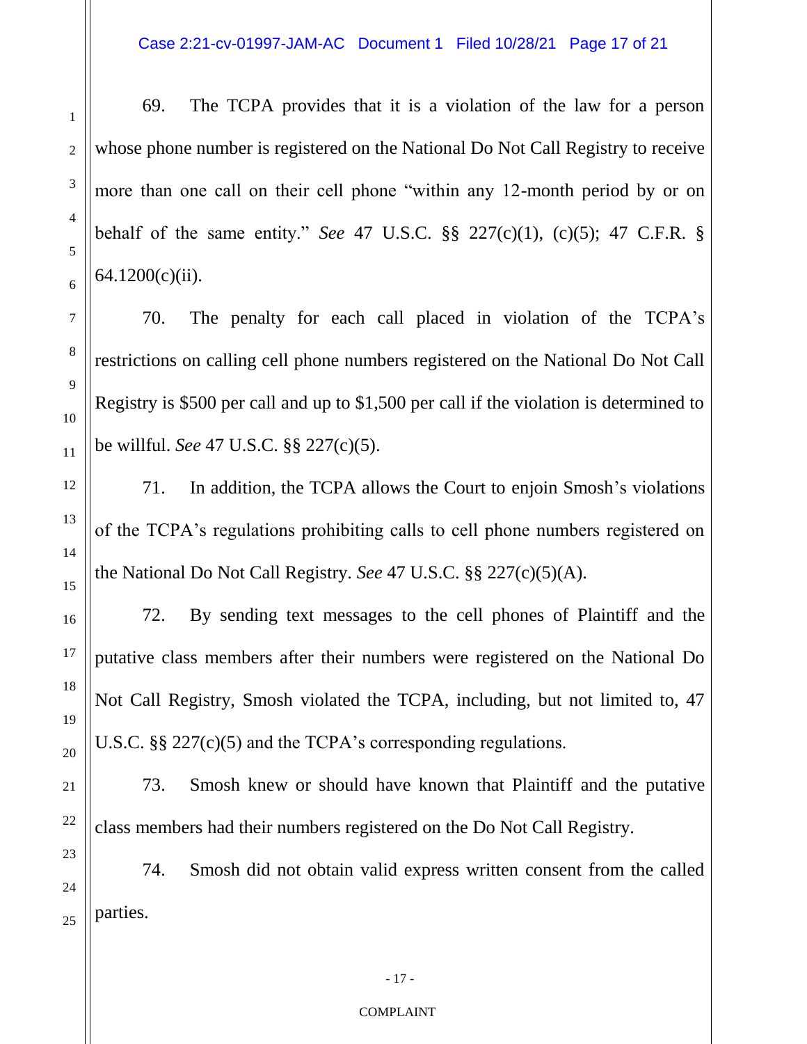69. The TCPA provides that it is a violation of the law for a person whose phone number is registered on the National Do Not Call Registry to receive more than one call on their cell phone "within any 12-month period by or on behalf of the same entity." *See* 47 U.S.C. §§ 227(c)(1), (c)(5); 47 C.F.R. § 64.1200(c)(ii).

70. The penalty for each call placed in violation of the TCPA's restrictions on calling cell phone numbers registered on the National Do Not Call Registry is $500 per call and up to $1,500 per call if the violation is determined to be willful. *See* 47 U.S.C. §§ 227(c)(5).

71. In addition, the TCPA allows the Court to enjoin Smosh's violations of the TCPA's regulations prohibiting calls to cell phone numbers registered on the National Do Not Call Registry. *See* 47 U.S.C. §§ 227(c)(5)(A).

72. By sending text messages to the cell phones of Plaintiff and the putative class members after their numbers were registered on the National Do Not Call Registry, Smosh violated the TCPA, including, but not limited to, 47 U.S.C. §§ 227(c)(5) and the TCPA's corresponding regulations.

73. Smosh knew or should have known that Plaintiff and the putative class members had their numbers registered on the Do Not Call Registry.

74. Smosh did not obtain valid express written consent from the called parties.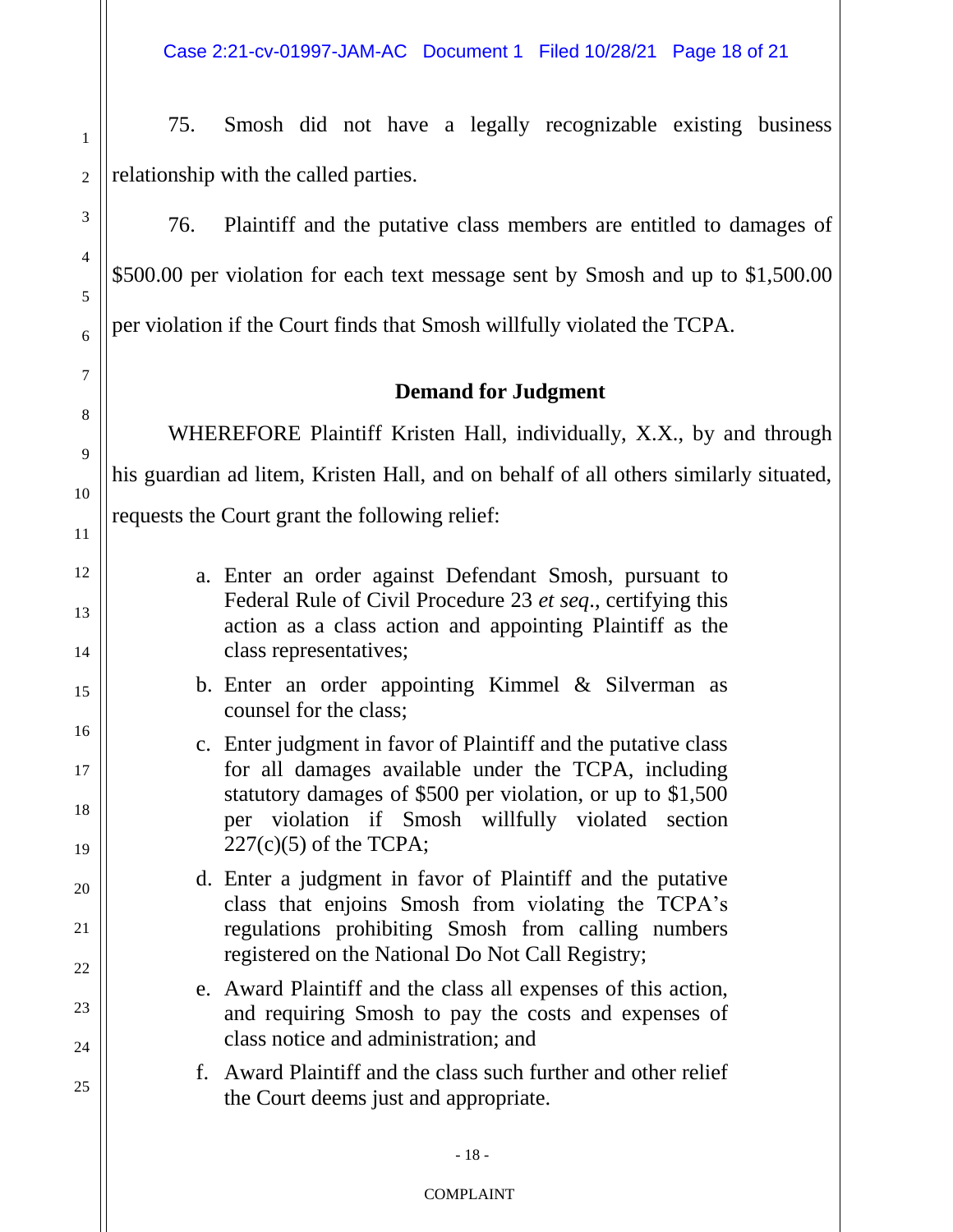75. Smosh did not have a legally recognizable existing business relationship with the called parties.

76. Plaintiff and the putative class members are entitled to damages of $500.00 per violation for each text message sent by Smosh and up to $1,500.00 per violation if the Court finds that Smosh willfully violated the TCPA.

**Demand for Judgment**

WHEREFORE Plaintiff Kristen Hall, individually, X.X., by and through his guardian ad litem, Kristen Hall, and on behalf of all others similarly situated, requests the Court grant the following relief:

a. Enter an order against Defendant Smosh, pursuant to Federal Rule of Civil Procedure 23 *et seq*., certifying this action as a class action and appointing Plaintiff as the class representatives;

b. Enter an order appointing Kimmel & Silverman as counsel for the class;

c. Enter judgment in favor of Plaintiff and the putative class for all damages available under the TCPA, including statutory damages of $500 per violation, or up to $1,500 per violation if Smosh willfully violated section 227(c)(5) of the TCPA;

d. Enter a judgment in favor of Plaintiff and the putative class that enjoins Smosh from violating the TCPA's regulations prohibiting Smosh from calling numbers registered on the National Do Not Call Registry;

e. Award Plaintiff and the class all expenses of this action, and requiring Smosh to pay the costs and expenses of class notice and administration; and

f. Award Plaintiff and the class such further and other relief the Court deems just and appropriate.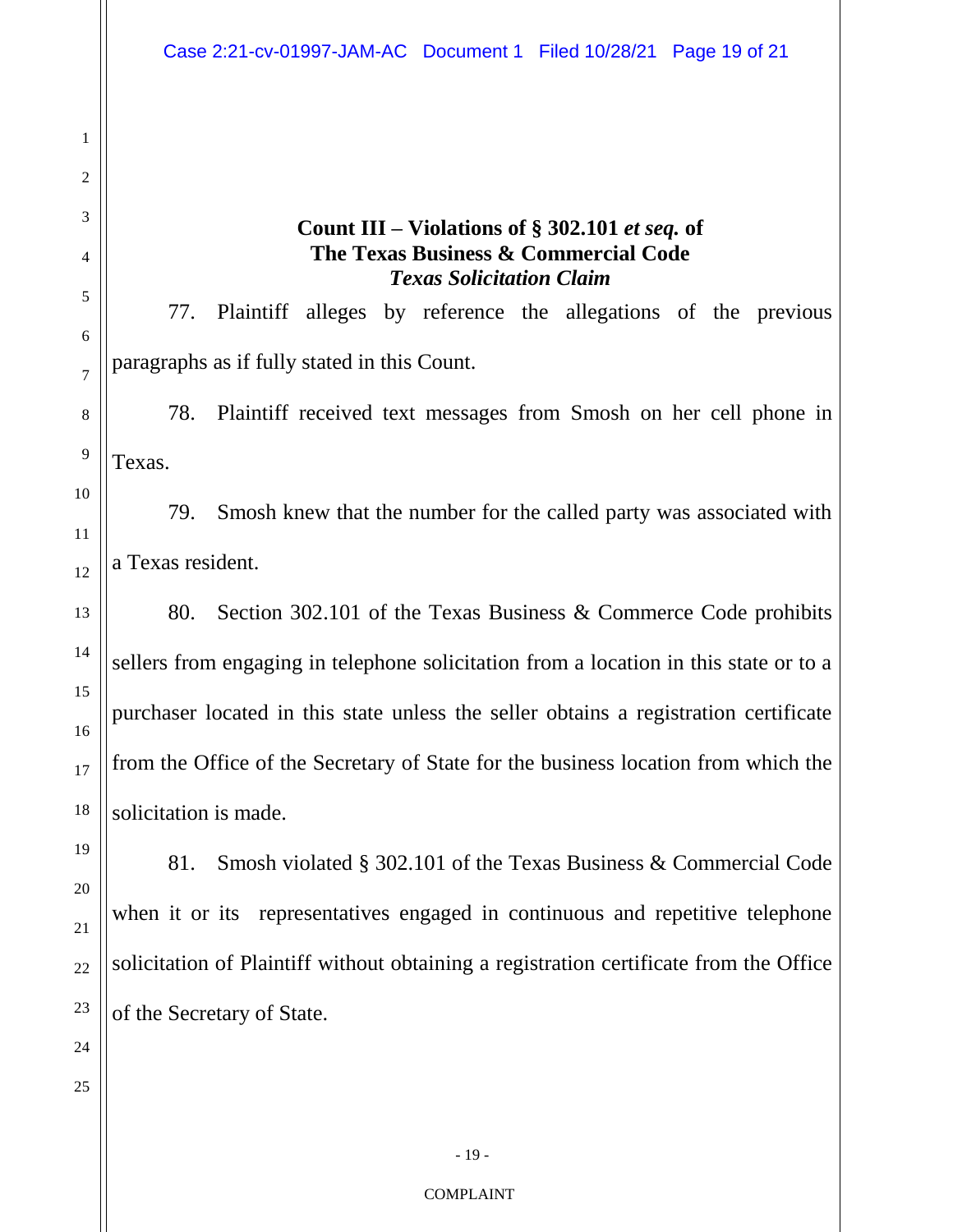**Count III – Violations of § 302.101 *et seq.* of The Texas Business & Commercial Code**
***Texas Solicitation Claim***

77. Plaintiff alleges by reference the allegations of the previous paragraphs as if fully stated in this Count.

78. Plaintiff received text messages from Smosh on her cell phone in Texas.

79. Smosh knew that the number for the called party was associated with a Texas resident.

80. Section 302.101 of the Texas Business & Commerce Code prohibits sellers from engaging in telephone solicitation from a location in this state or to a purchaser located in this state unless the seller obtains a registration certificate from the Office of the Secretary of State for the business location from which the solicitation is made.

81. Smosh violated § 302.101 of the Texas Business & Commercial Code when it or its representatives engaged in continuous and repetitive telephone solicitation of Plaintiff without obtaining a registration certificate from the Office of the Secretary of State.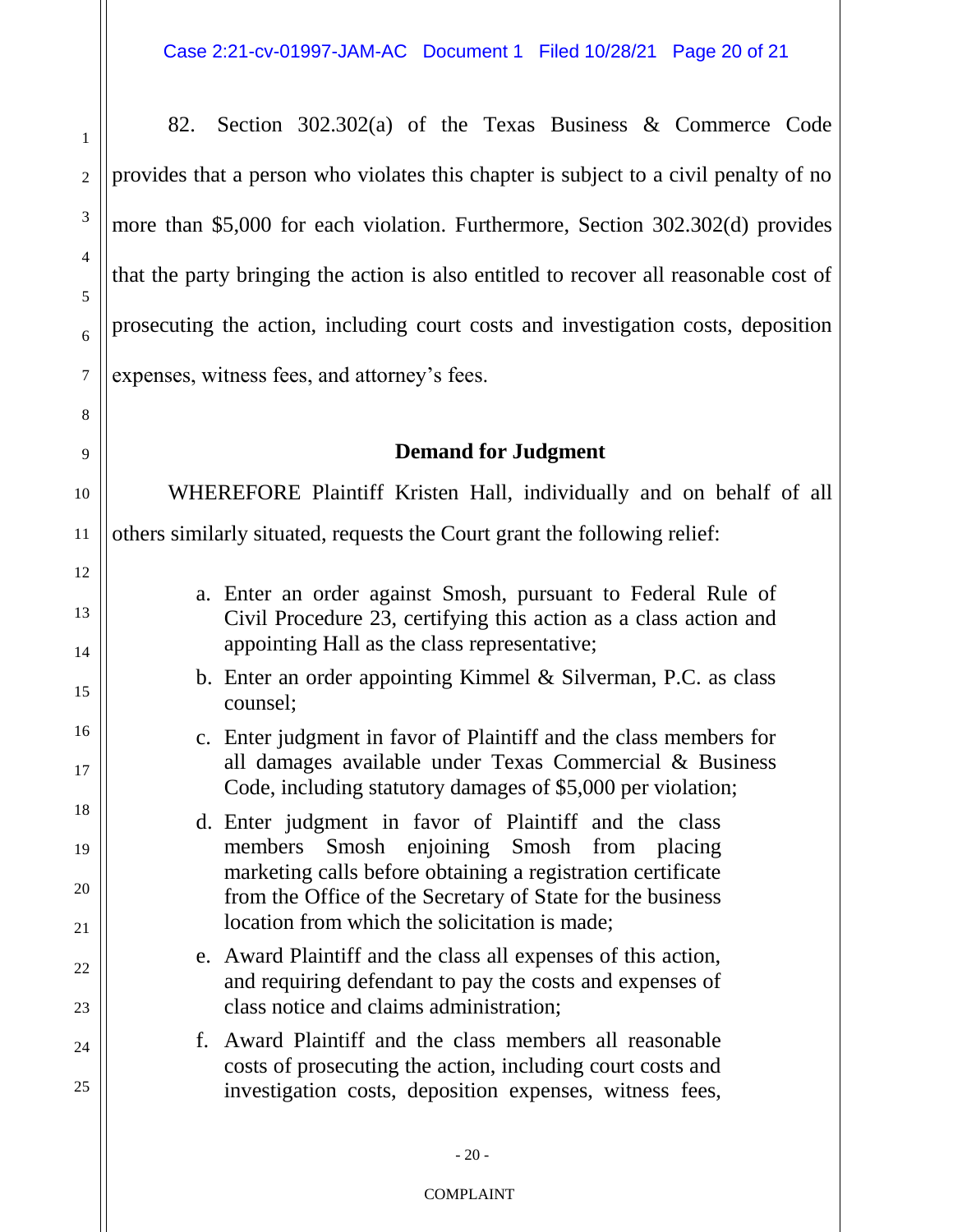82. Section 302.302(a) of the Texas Business & Commerce Code provides that a person who violates this chapter is subject to a civil penalty of no more than $5,000 for each violation. Furthermore, Section 302.302(d) provides that the party bringing the action is also entitled to recover all reasonable cost of prosecuting the action, including court costs and investigation costs, deposition expenses, witness fees, and attorney's fees.

**Demand for Judgment**

WHEREFORE Plaintiff Kristen Hall, individually and on behalf of all others similarly situated, requests the Court grant the following relief:

a. Enter an order against Smosh, pursuant to Federal Rule of Civil Procedure 23, certifying this action as a class action and appointing Hall as the class representative;

b. Enter an order appointing Kimmel & Silverman, P.C. as class counsel;

c. Enter judgment in favor of Plaintiff and the class members for all damages available under Texas Commercial & Business Code, including statutory damages of $5,000 per violation;

d. Enter judgment in favor of Plaintiff and the class members Smosh enjoining Smosh from placing marketing calls before obtaining a registration certificate from the Office of the Secretary of State for the business location from which the solicitation is made;

e. Award Plaintiff and the class all expenses of this action, and requiring defendant to pay the costs and expenses of class notice and claims administration;

f. Award Plaintiff and the class members all reasonable costs of prosecuting the action, including court costs and investigation costs, deposition expenses, witness fees,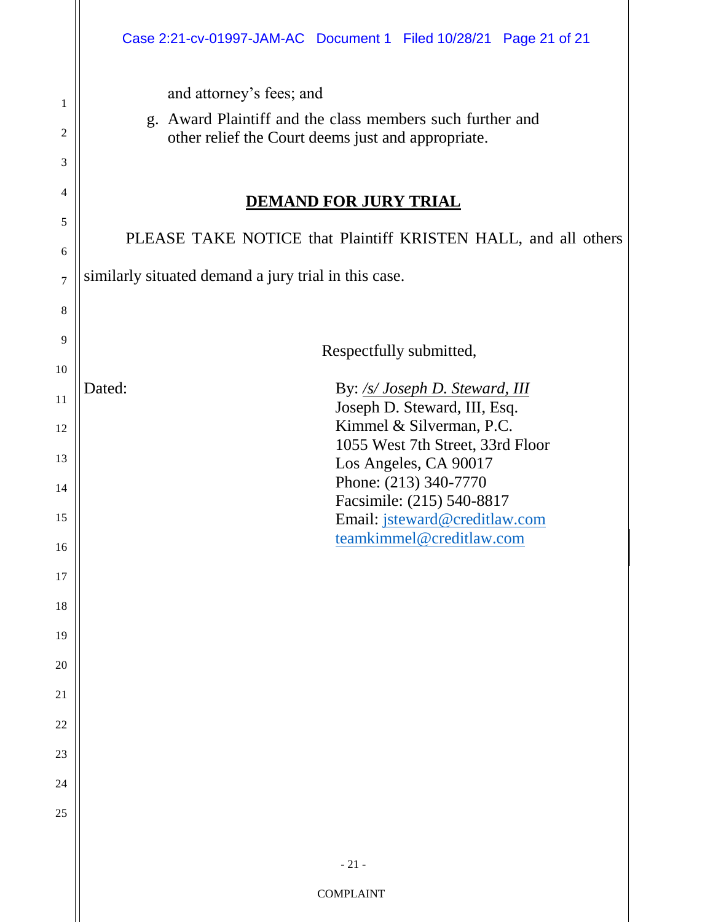and attorney's fees; and

g. Award Plaintiff and the class members such further and other relief the Court deems just and appropriate.

## DEMAND FOR JURY TRIAL

PLEASE TAKE NOTICE that Plaintiff KRISTEN HALL, and all others similarly situated demand a jury trial in this case.

Respectfully submitted,

Dated:

By: */s/ Joseph D. Steward, III*
Joseph D. Steward, III, Esq.
Kimmel & Silverman, P.C.
1055 West 7th Street, 33rd Floor
Los Angeles, CA 90017
Phone: (213) 340-7770
Facsimile: (215) 540-8817
Email: jsteward@creditlaw.com
teamkimmel@creditlaw.com

COMPLAINT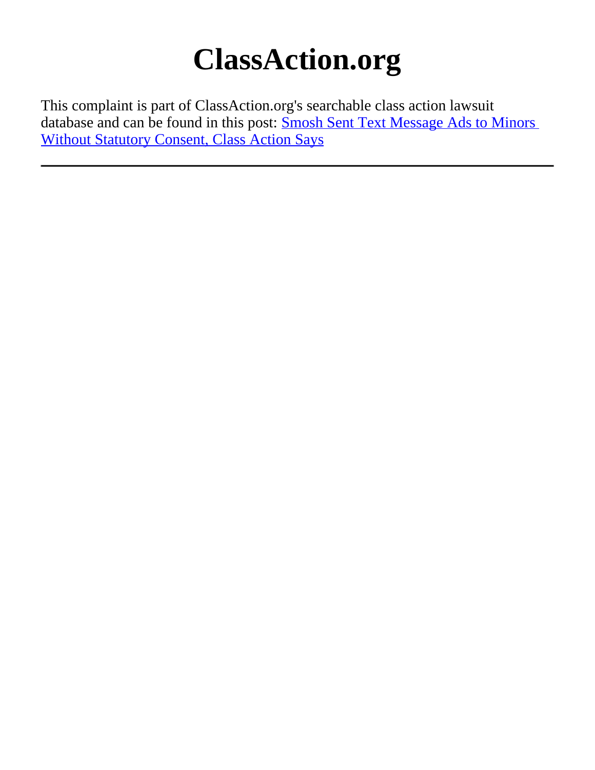# ClassAction.org

This complaint is part of ClassAction.org's searchable class action lawsuit database and can be found in this post: [Smosh Sent Text Message Ads to Minors Without Statutory Consent, Class Action Says](#)

---